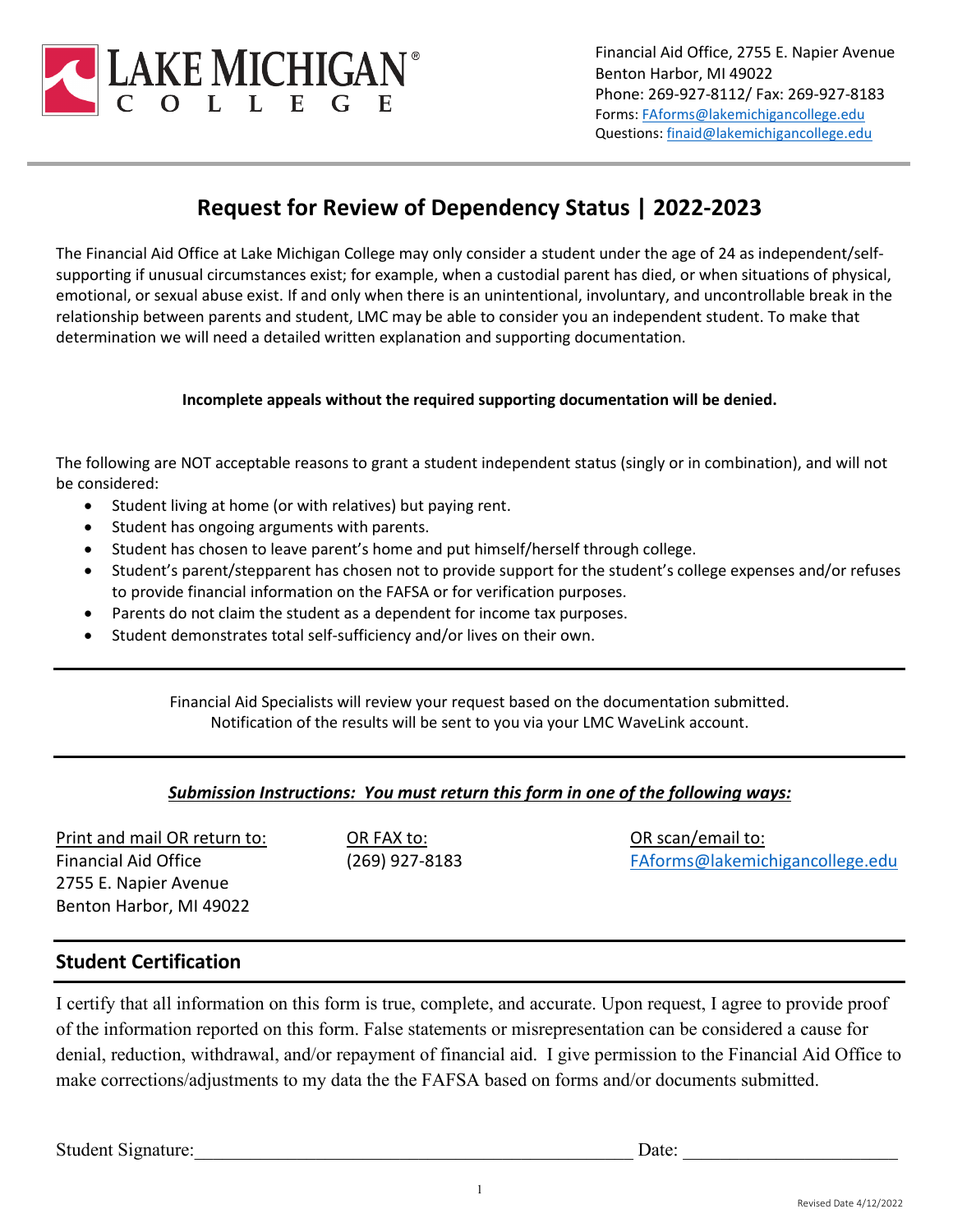Financial Aid Office, 2755 E. Napier Avenue
Benton Harbor, MI 49022
Phone: 269-927-8112/ Fax: 269-927-8183
Forms: FAforms@lakemichigancollege.edu
Questions: finaid@lakemichigancollege.edu

# Request for Review of Dependency Status | 2022-2023

The Financial Aid Office at Lake Michigan College may only consider a student under the age of 24 as independent/self-supporting if unusual circumstances exist; for example, when a custodial parent has died, or when situations of physical, emotional, or sexual abuse exist. If and only when there is an unintentional, involuntary, and uncontrollable break in the relationship between parents and student, LMC may be able to consider you an independent student. To make that determination we will need a detailed written explanation and supporting documentation.

**Incomplete appeals without the required supporting documentation will be denied.**

The following are NOT acceptable reasons to grant a student independent status (singly or in combination), and will not be considered:

- Student living at home (or with relatives) but paying rent.
- Student has ongoing arguments with parents.
- Student has chosen to leave parent's home and put himself/herself through college.
- Student's parent/stepparent has chosen not to provide support for the student's college expenses and/or refuses to provide financial information on the FAFSA or for verification purposes.
- Parents do not claim the student as a dependent for income tax purposes.
- Student demonstrates total self-sufficiency and/or lives on their own.

Financial Aid Specialists will review your request based on the documentation submitted.
Notification of the results will be sent to you via your LMC WaveLink account.

***Submission Instructions: You must return this form in one of the following ways:***

Print and mail OR return to:
Financial Aid Office
2755 E. Napier Avenue
Benton Harbor, MI 49022

OR FAX to:
(269) 927-8183

OR scan/email to:
FAforms@lakemichigancollege.edu

## Student Certification

I certify that all information on this form is true, complete, and accurate. Upon request, I agree to provide proof of the information reported on this form. False statements or misrepresentation can be considered a cause for denial, reduction, withdrawal, and/or repayment of financial aid. I give permission to the Financial Aid Office to make corrections/adjustments to my data the the FAFSA based on forms and/or documents submitted.

Student Signature:\_\_\_\_\_\_\_\_\_\_\_\_\_\_\_\_\_\_\_\_\_\_\_\_\_\_\_\_\_\_\_\_\_\_\_\_\_\_\_\_\_\_\_\_ Date: \_\_\_\_\_\_\_\_\_\_\_\_\_\_\_\_\_\_\_\_

Revised Date 4/12/2022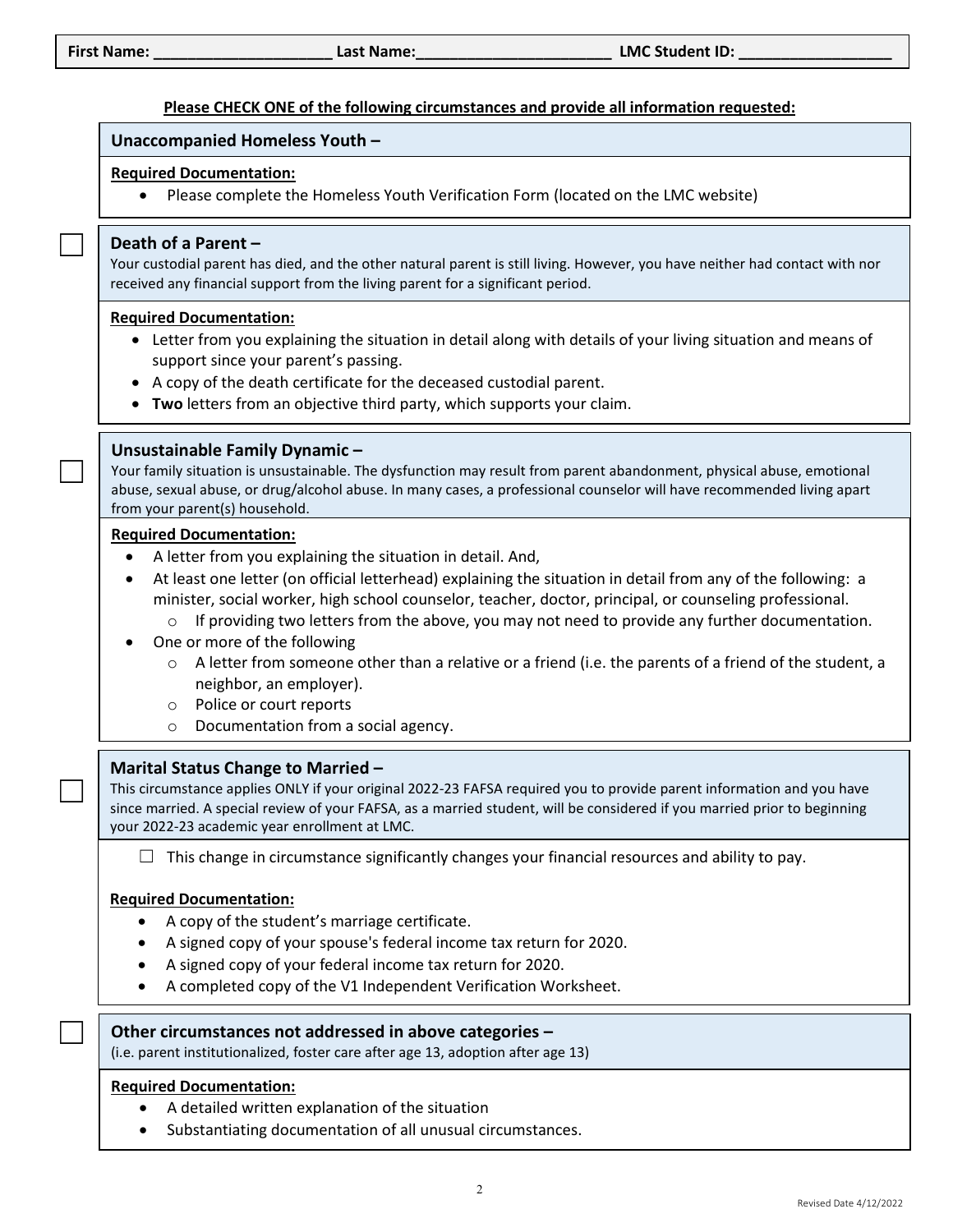**First Name:** ____________________ **Last Name:** ______________________ **LMC Student ID:** _________________

**Please CHECK ONE of the following circumstances and provide all information requested:**

### Unaccompanied Homeless Youth –

**Required Documentation:**

- Please complete the Homeless Youth Verification Form (located on the LMC website)

### ☐ Death of a Parent –

Your custodial parent has died, and the other natural parent is still living. However, you have neither had contact with nor received any financial support from the living parent for a significant period.

**Required Documentation:**

- Letter from you explaining the situation in detail along with details of your living situation and means of support since your parent's passing.
- A copy of the death certificate for the deceased custodial parent.
- **Two** letters from an objective third party, which supports your claim.

### ☐ Unsustainable Family Dynamic –

Your family situation is unsustainable. The dysfunction may result from parent abandonment, physical abuse, emotional abuse, sexual abuse, or drug/alcohol abuse. In many cases, a professional counselor will have recommended living apart from your parent(s) household.

**Required Documentation:**

- A letter from you explaining the situation in detail. And,
- At least one letter (on official letterhead) explaining the situation in detail from any of the following: a minister, social worker, high school counselor, teacher, doctor, principal, or counseling professional.
  - If providing two letters from the above, you may not need to provide any further documentation.
- One or more of the following
  - A letter from someone other than a relative or a friend (i.e. the parents of a friend of the student, a neighbor, an employer).
  - Police or court reports
  - Documentation from a social agency.

### ☐ Marital Status Change to Married –

This circumstance applies ONLY if your original 2022-23 FAFSA required you to provide parent information and you have since married. A special review of your FAFSA, as a married student, will be considered if you married prior to beginning your 2022-23 academic year enrollment at LMC.

☐ This change in circumstance significantly changes your financial resources and ability to pay.

**Required Documentation:**

- A copy of the student's marriage certificate.
- A signed copy of your spouse's federal income tax return for 2020.
- A signed copy of your federal income tax return for 2020.
- A completed copy of the V1 Independent Verification Worksheet.

### ☐ Other circumstances not addressed in above categories –

(i.e. parent institutionalized, foster care after age 13, adoption after age 13)

**Required Documentation:**

- A detailed written explanation of the situation
- Substantiating documentation of all unusual circumstances.

Revised Date 4/12/2022